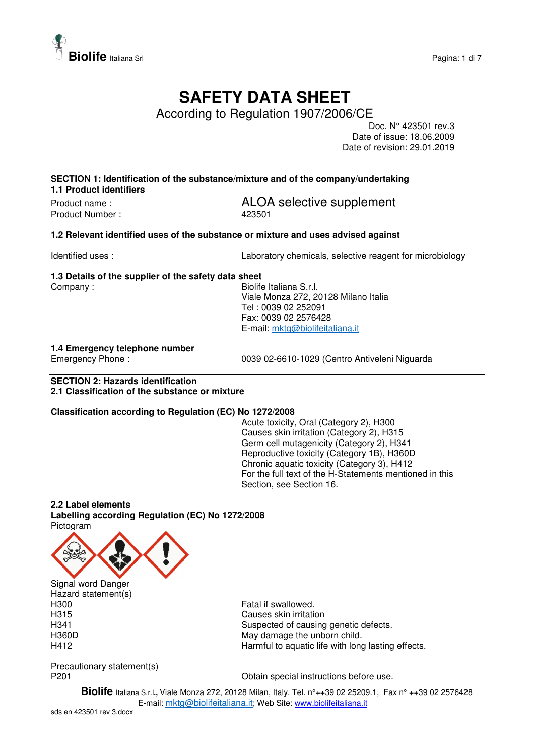# SAFETY DATA SHEET

According to Regulation 1907/2006/CE

Doc. N° 423501 rev.3
Date of issue: 18.06.2009
Date of revision: 29.01.2019

## SECTION 1: Identification of the substance/mixture and of the company/undertaking

### 1.1 Product identifiers

| | |
|---|---|
| Product name : | ALOA selective supplement |
| Product Number : | 423501 |

### 1.2 Relevant identified uses of the substance or mixture and uses advised against

| | |
|---|---|
| Identified uses : | Laboratory chemicals, selective reagent for microbiology |

### 1.3 Details of the supplier of the safety data sheet

Company :

Biolife Italiana S.r.l.
Viale Monza 272, 20128 Milano Italia
Tel : 0039 02 252091
Fax: 0039 02 2576428
E-mail: mktg@biolifeitaliana.it

### 1.4 Emergency telephone number

| | |
|---|---|
| Emergency Phone : | 0039 02-6610-1029 (Centro Antiveleni Niguarda |

## SECTION 2: Hazards identification

### 2.1 Classification of the substance or mixture

**Classification according to Regulation (EC) No 1272/2008**

Acute toxicity, Oral (Category 2), H300
Causes skin irritation (Category 2), H315
Germ cell mutagenicity (Category 2), H341
Reproductive toxicity (Category 1B), H360D
Chronic aquatic toxicity (Category 3), H412
For the full text of the H-Statements mentioned in this Section, see Section 16.

### 2.2 Label elements

**Labelling according Regulation (EC) No 1272/2008**

Pictogram

Signal word Danger

Hazard statement(s)

| | |
|---|---|
| H300 | Fatal if swallowed. |
| H315 | Causes skin irritation |
| H341 | Suspected of causing genetic defects. |
| H360D | May damage the unborn child. |
| H412 | Harmful to aquatic life with long lasting effects. |

Precautionary statement(s)

| | |
|---|---|
| P201 | Obtain special instructions before use. |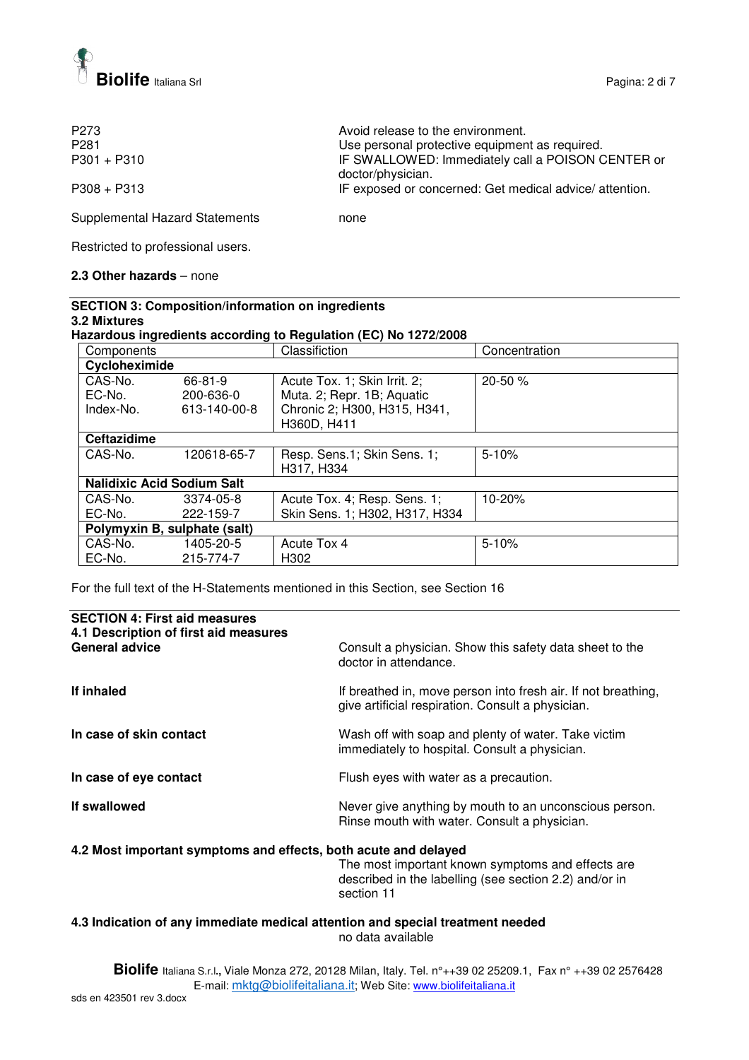| | |
|---|---|
| P273 | Avoid release to the environment. |
| P281 | Use personal protective equipment as required. |
| P301 + P310 | IF SWALLOWED: Immediately call a POISON CENTER or doctor/physician. |
| P308 + P313 | IF exposed or concerned: Get medical advice/ attention. |

Supplemental Hazard Statements none

Restricted to professional users.

**2.3 Other hazards** – none

## SECTION 3: Composition/information on ingredients

### 3.2 Mixtures

**Hazardous ingredients according to Regulation (EC) No 1272/2008**

| Components | | Classification | Concentration |
|---|---|---|---|
| **Cycloheximide** | | | |
| CAS-No.<br>EC-No.<br>Index-No. | 66-81-9<br>200-636-0<br>613-140-00-8 | Acute Tox. 1; Skin Irrit. 2; Muta. 2; Repr. 1B; Aquatic Chronic 2; H300, H315, H341, H360D, H411 | 20-50 % |
| **Ceftazidime** | | | |
| CAS-No. | 120618-65-7 | Resp. Sens.1; Skin Sens. 1; H317, H334 | 5-10% |
| **Nalidixic Acid Sodium Salt** | | | |
| CAS-No.<br>EC-No. | 3374-05-8<br>222-159-7 | Acute Tox. 4; Resp. Sens. 1; Skin Sens. 1; H302, H317, H334 | 10-20% |
| **Polymyxin B, sulphate (salt)** | | | |
| CAS-No.<br>EC-No. | 1405-20-5<br>215-774-7 | Acute Tox 4<br>H302 | 5-10% |

For the full text of the H-Statements mentioned in this Section, see Section 16

## SECTION 4: First aid measures

### 4.1 Description of first aid measures

**General advice**
Consult a physician. Show this safety data sheet to the doctor in attendance.

**If inhaled**
If breathed in, move person into fresh air. If not breathing, give artificial respiration. Consult a physician.

**In case of skin contact**
Wash off with soap and plenty of water. Take victim immediately to hospital. Consult a physician.

**In case of eye contact**
Flush eyes with water as a precaution.

**If swallowed**
Never give anything by mouth to an unconscious person. Rinse mouth with water. Consult a physician.

### 4.2 Most important symptoms and effects, both acute and delayed

The most important known symptoms and effects are described in the labelling (see section 2.2) and/or in section 11

### 4.3 Indication of any immediate medical attention and special treatment needed

no data available

**Biolife** Italiana S.r.l., Viale Monza 272, 20128 Milan, Italy. Tel. n°++39 02 25209.1, Fax n° ++39 02 2576428
E-mail: mktg@biolifeitaliana.it; Web Site: www.biolifeitaliana.it

sds en 423501 rev 3.docx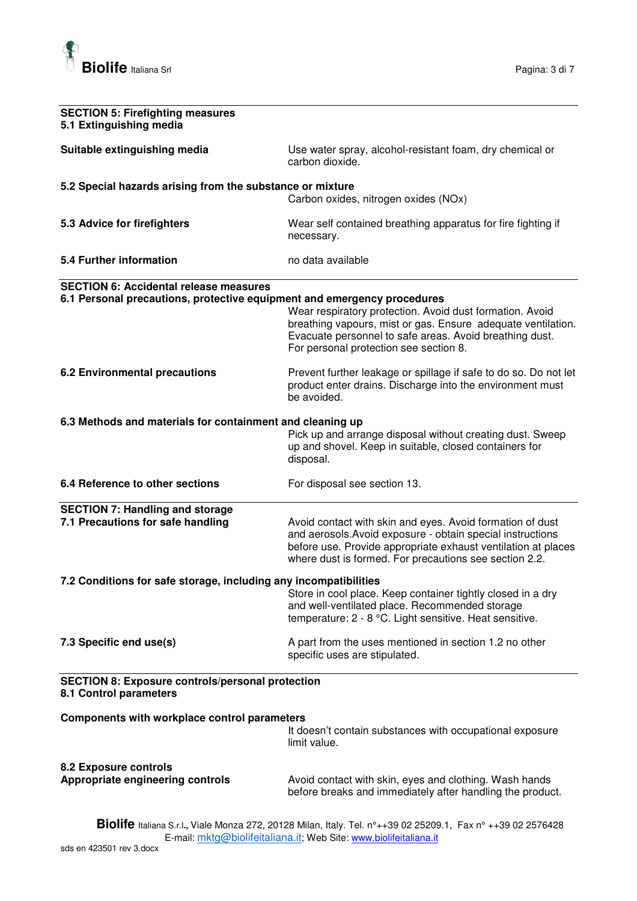## SECTION 5: Firefighting measures

### 5.1 Extinguishing media

**Suitable extinguishing media**

Use water spray, alcohol-resistant foam, dry chemical or carbon dioxide.

### 5.2 Special hazards arising from the substance or mixture

Carbon oxides, nitrogen oxides (NOx)

### 5.3 Advice for firefighters

Wear self contained breathing apparatus for fire fighting if necessary.

### 5.4 Further information

no data available

## SECTION 6: Accidental release measures

### 6.1 Personal precautions, protective equipment and emergency procedures

Wear respiratory protection. Avoid dust formation. Avoid breathing vapours, mist or gas. Ensure adequate ventilation. Evacuate personnel to safe areas. Avoid breathing dust. For personal protection see section 8.

### 6.2 Environmental precautions

Prevent further leakage or spillage if safe to do so. Do not let product enter drains. Discharge into the environment must be avoided.

### 6.3 Methods and materials for containment and cleaning up

Pick up and arrange disposal without creating dust. Sweep up and shovel. Keep in suitable, closed containers for disposal.

### 6.4 Reference to other sections

For disposal see section 13.

## SECTION 7: Handling and storage

### 7.1 Precautions for safe handling

Avoid contact with skin and eyes. Avoid formation of dust and aerosols.Avoid exposure - obtain special instructions before use. Provide appropriate exhaust ventilation at places where dust is formed. For precautions see section 2.2.

### 7.2 Conditions for safe storage, including any incompatibilities

Store in cool place. Keep container tightly closed in a dry and well-ventilated place. Recommended storage temperature: 2 - 8 °C. Light sensitive. Heat sensitive.

### 7.3 Specific end use(s)

A part from the uses mentioned in section 1.2 no other specific uses are stipulated.

## SECTION 8: Exposure controls/personal protection

### 8.1 Control parameters

**Components with workplace control parameters**

It doesn't contain substances with occupational exposure limit value.

### 8.2 Exposure controls

**Appropriate engineering controls**

Avoid contact with skin, eyes and clothing. Wash hands before breaks and immediately after handling the product.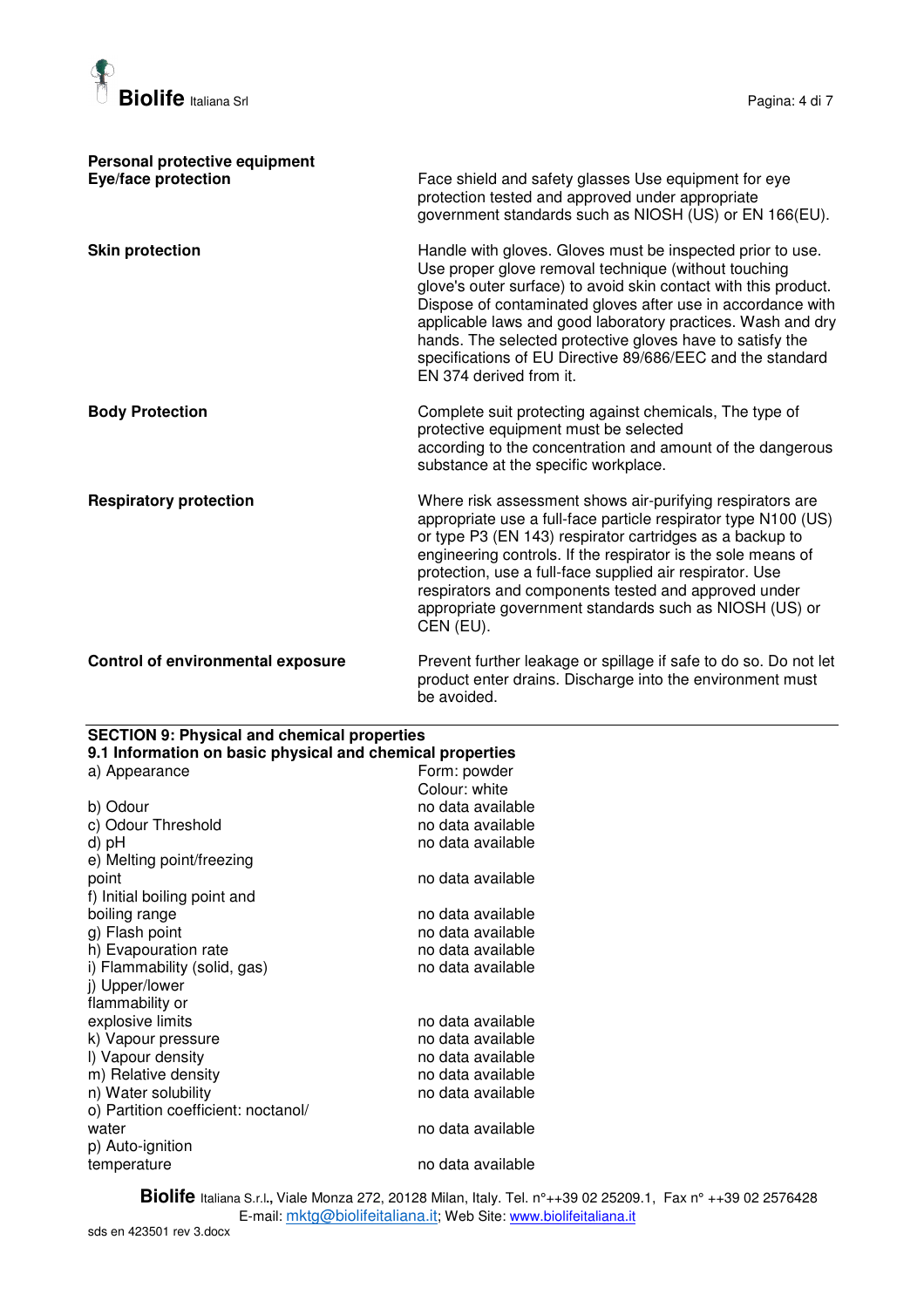**Personal protective equipment**

| | |
|---|---|
| **Eye/face protection** | Face shield and safety glasses Use equipment for eye protection tested and approved under appropriate government standards such as NIOSH (US) or EN 166(EU). |
| **Skin protection** | Handle with gloves. Gloves must be inspected prior to use. Use proper glove removal technique (without touching glove's outer surface) to avoid skin contact with this product. Dispose of contaminated gloves after use in accordance with applicable laws and good laboratory practices. Wash and dry hands. The selected protective gloves have to satisfy the specifications of EU Directive 89/686/EEC and the standard EN 374 derived from it. |
| **Body Protection** | Complete suit protecting against chemicals, The type of protective equipment must be selected according to the concentration and amount of the dangerous substance at the specific workplace. |
| **Respiratory protection** | Where risk assessment shows air-purifying respirators are appropriate use a full-face particle respirator type N100 (US) or type P3 (EN 143) respirator cartridges as a backup to engineering controls. If the respirator is the sole means of protection, use a full-face supplied air respirator. Use respirators and components tested and approved under appropriate government standards such as NIOSH (US) or CEN (EU). |
| **Control of environmental exposure** | Prevent further leakage or spillage if safe to do so. Do not let product enter drains. Discharge into the environment must be avoided. |

## SECTION 9: Physical and chemical properties

### 9.1 Information on basic physical and chemical properties

| | |
|---|---|
| a) Appearance | Form: powder<br>Colour: white |
| b) Odour | no data available |
| c) Odour Threshold | no data available |
| d) pH | no data available |
| e) Melting point/freezing point | no data available |
| f) Initial boiling point and boiling range | no data available |
| g) Flash point | no data available |
| h) Evapouration rate | no data available |
| i) Flammability (solid, gas) | no data available |
| j) Upper/lower flammability or explosive limits | no data available |
| k) Vapour pressure | no data available |
| l) Vapour density | no data available |
| m) Relative density | no data available |
| n) Water solubility | no data available |
| o) Partition coefficient: noctanol/ water | no data available |
| p) Auto-ignition temperature | no data available |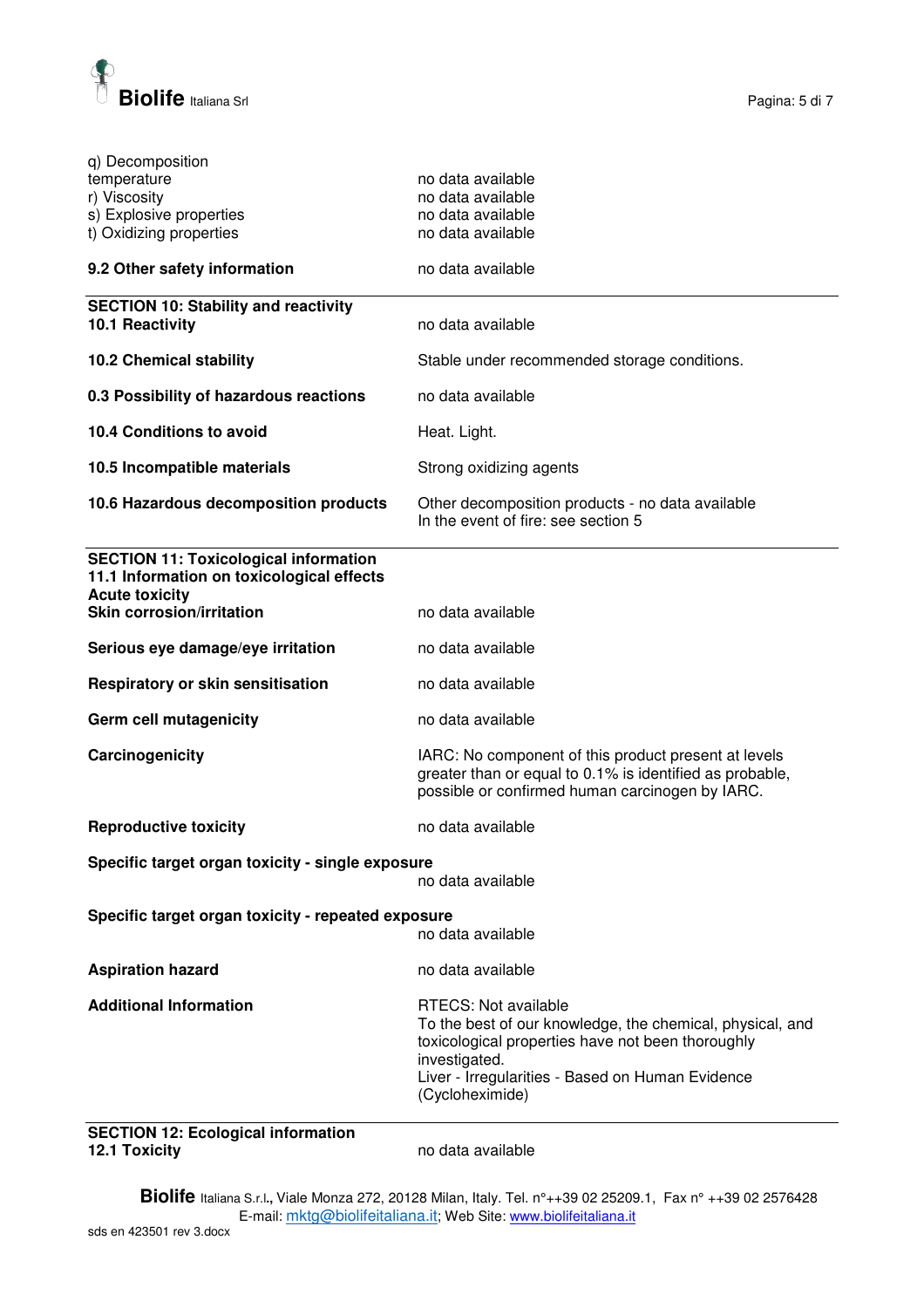| | |
|---|---|
| q) Decomposition temperature | no data available |
| r) Viscosity | no data available |
| s) Explosive properties | no data available |
| t) Oxidizing properties | no data available |

| | |
|---|---|
| **9.2 Other safety information** | no data available |

---

**SECTION 10: Stability and reactivity**

| | |
|---|---|
| **10.1 Reactivity** | no data available |
| **10.2 Chemical stability** | Stable under recommended storage conditions. |
| **0.3 Possibility of hazardous reactions** | no data available |
| **10.4 Conditions to avoid** | Heat. Light. |
| **10.5 Incompatible materials** | Strong oxidizing agents |
| **10.6 Hazardous decomposition products** | Other decomposition products - no data available<br>In the event of fire: see section 5 |

---

**SECTION 11: Toxicological information**
**11.1 Information on toxicological effects**
**Acute toxicity**

| | |
|---|---|
| **Skin corrosion/irritation** | no data available |
| **Serious eye damage/eye irritation** | no data available |
| **Respiratory or skin sensitisation** | no data available |
| **Germ cell mutagenicity** | no data available |
| **Carcinogenicity** | IARC: No component of this product present at levels greater than or equal to 0.1% is identified as probable, possible or confirmed human carcinogen by IARC. |
| **Reproductive toxicity** | no data available |
| **Specific target organ toxicity - single exposure** | no data available |
| **Specific target organ toxicity - repeated exposure** | no data available |
| **Aspiration hazard** | no data available |
| **Additional Information** | RTECS: Not available<br>To the best of our knowledge, the chemical, physical, and toxicological properties have not been thoroughly investigated.<br>Liver - Irregularities - Based on Human Evidence (Cycloheximide) |

---

**SECTION 12: Ecological information**

| | |
|---|---|
| **12.1 Toxicity** | no data available |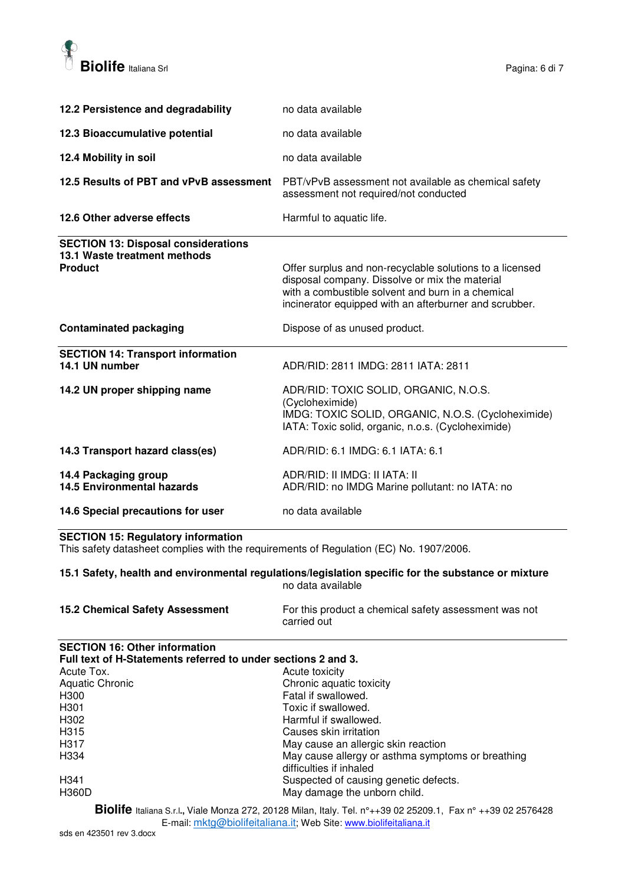| | |
|---|---|
| **12.2 Persistence and degradability** | no data available |
| **12.3 Bioaccumulative potential** | no data available |
| **12.4 Mobility in soil** | no data available |
| **12.5 Results of PBT and vPvB assessment** | PBT/vPvB assessment not available as chemical safety assessment not required/not conducted |
| **12.6 Other adverse effects** | Harmful to aquatic life. |

## SECTION 13: Disposal considerations

**13.1 Waste treatment methods**

| | |
|---|---|
| **Product** | Offer surplus and non-recyclable solutions to a licensed disposal company. Dissolve or mix the material with a combustible solvent and burn in a chemical incinerator equipped with an afterburner and scrubber. |
| **Contaminated packaging** | Dispose of as unused product. |

## SECTION 14: Transport information

| | |
|---|---|
| **14.1 UN number** | ADR/RID: 2811 IMDG: 2811 IATA: 2811 |
| **14.2 UN proper shipping name** | ADR/RID: TOXIC SOLID, ORGANIC, N.O.S. (Cycloheximide)<br>IMDG: TOXIC SOLID, ORGANIC, N.O.S. (Cycloheximide)<br>IATA: Toxic solid, organic, n.o.s. (Cycloheximide) |
| **14.3 Transport hazard class(es)** | ADR/RID: 6.1 IMDG: 6.1 IATA: 6.1 |
| **14.4 Packaging group** | ADR/RID: II IMDG: II IATA: II |
| **14.5 Environmental hazards** | ADR/RID: no IMDG Marine pollutant: no IATA: no |
| **14.6 Special precautions for user** | no data available |

## SECTION 15: Regulatory information

This safety datasheet complies with the requirements of Regulation (EC) No. 1907/2006.

**15.1 Safety, health and environmental regulations/legislation specific for the substance or mixture**

no data available

| | |
|---|---|
| **15.2 Chemical Safety Assessment** | For this product a chemical safety assessment was not carried out |

## SECTION 16: Other information

**Full text of H-Statements referred to under sections 2 and 3.**

| | |
|---|---|
| Acute Tox. | Acute toxicity |
| Aquatic Chronic | Chronic aquatic toxicity |
| H300 | Fatal if swallowed. |
| H301 | Toxic if swallowed. |
| H302 | Harmful if swallowed. |
| H315 | Causes skin irritation |
| H317 | May cause an allergic skin reaction |
| H334 | May cause allergy or asthma symptoms or breathing difficulties if inhaled |
| H341 | Suspected of causing genetic defects. |
| H360D | May damage the unborn child. |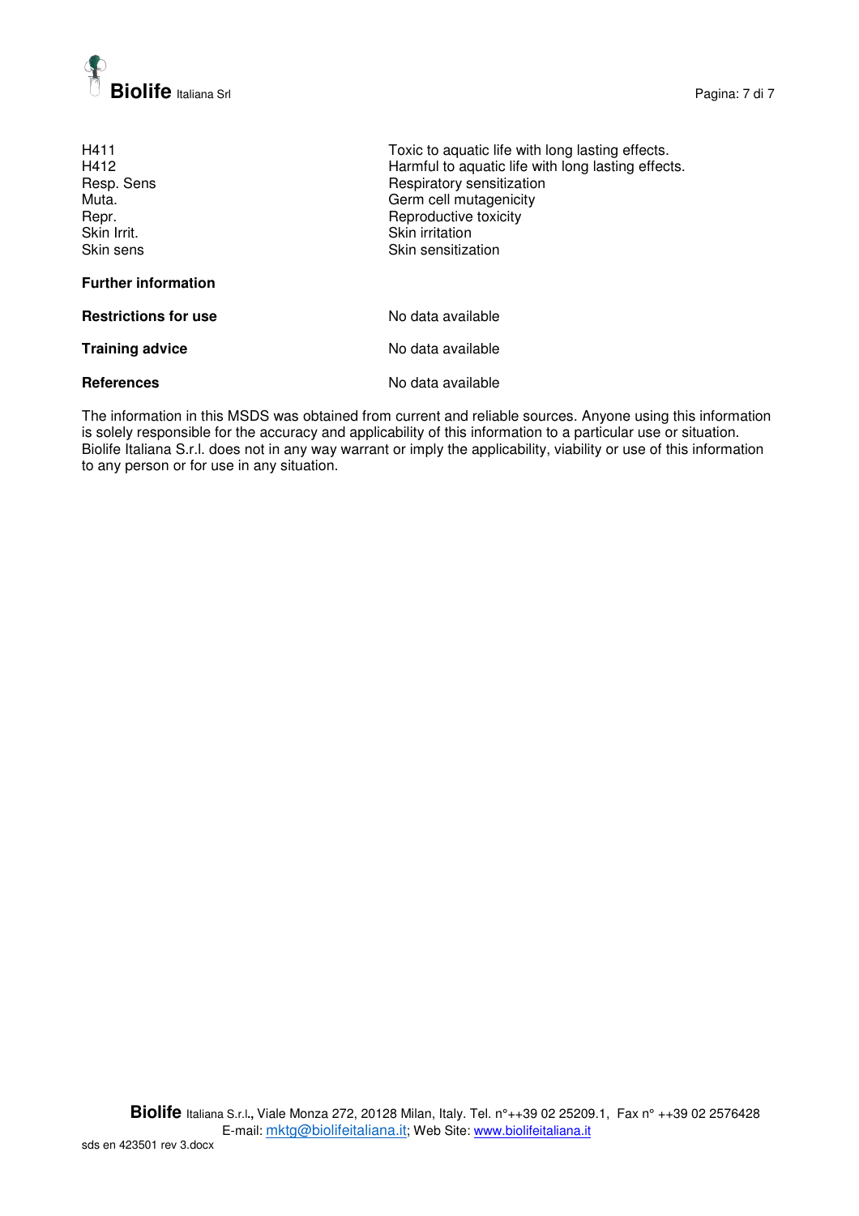| | |
|---|---|
| H411 | Toxic to aquatic life with long lasting effects. |
| H412 | Harmful to aquatic life with long lasting effects. |
| Resp. Sens | Respiratory sensitization |
| Muta. | Germ cell mutagenicity |
| Repr. | Reproductive toxicity |
| Skin Irrit. | Skin irritation |
| Skin sens | Skin sensitization |

**Further information**

| | |
|---|---|
| **Restrictions for use** | No data available |
| **Training advice** | No data available |
| **References** | No data available |

The information in this MSDS was obtained from current and reliable sources. Anyone using this information is solely responsible for the accuracy and applicability of this information to a particular use or situation. Biolife Italiana S.r.l. does not in any way warrant or imply the applicability, viability or use of this information to any person or for use in any situation.